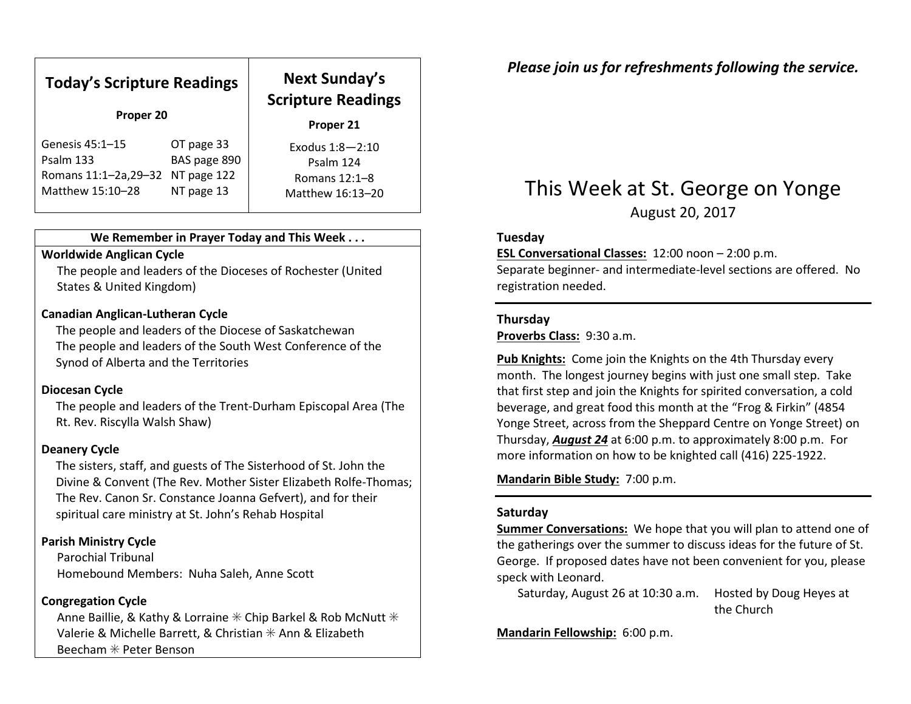## Today's Scripture Readings

**Proper 20**

| | |
|---|---|
| Genesis 45:1–15 | OT page 33 |
| Psalm 133 | BAS page 890 |
| Romans 11:1–2a,29–32 | NT page 122 |
| Matthew 15:10–28 | NT page 13 |

## Next Sunday's Scripture Readings

**Proper 21**

Exodus 1:8—2:10
Psalm 124
Romans 12:1–8
Matthew 16:13–20

### We Remember in Prayer Today and This Week . . .

**Worldwide Anglican Cycle**

The people and leaders of the Dioceses of Rochester (United States & United Kingdom)

**Canadian Anglican-Lutheran Cycle**

The people and leaders of the Diocese of Saskatchewan
The people and leaders of the South West Conference of the Synod of Alberta and the Territories

**Diocesan Cycle**

The people and leaders of the Trent-Durham Episcopal Area (The Rt. Rev. Riscylla Walsh Shaw)

**Deanery Cycle**

The sisters, staff, and guests of The Sisterhood of St. John the Divine & Convent (The Rev. Mother Sister Elizabeth Rolfe-Thomas; The Rev. Canon Sr. Constance Joanna Gefvert), and for their spiritual care ministry at St. John's Rehab Hospital

**Parish Ministry Cycle**

Parochial Tribunal
Homebound Members: Nuha Saleh, Anne Scott

**Congregation Cycle**

Anne Baillie, & Kathy & Lorraine ✳ Chip Barkel & Rob McNutt ✳ Valerie & Michelle Barrett, & Christian ✳ Ann & Elizabeth Beecham ✳ Peter Benson

***Please join us for refreshments following the service.***

# This Week at St. George on Yonge

August 20, 2017

### Tuesday

**ESL Conversational Classes:** 12:00 noon – 2:00 p.m.
Separate beginner- and intermediate-level sections are offered. No registration needed.

---

### Thursday

**Proverbs Class:** 9:30 a.m.

**Pub Knights:** Come join the Knights on the 4th Thursday every month. The longest journey begins with just one small step. Take that first step and join the Knights for spirited conversation, a cold beverage, and great food this month at the "Frog & Firkin" (4854 Yonge Street, across from the Sheppard Centre on Yonge Street) on Thursday, ***August 24*** at 6:00 p.m. to approximately 8:00 p.m. For more information on how to be knighted call (416) 225-1922.

**Mandarin Bible Study:** 7:00 p.m.

---

### Saturday

**Summer Conversations:** We hope that you will plan to attend one of the gatherings over the summer to discuss ideas for the future of St. George. If proposed dates have not been convenient for you, please speck with Leonard.

Saturday, August 26 at 10:30 a.m. — Hosted by Doug Heyes at the Church

**Mandarin Fellowship:** 6:00 p.m.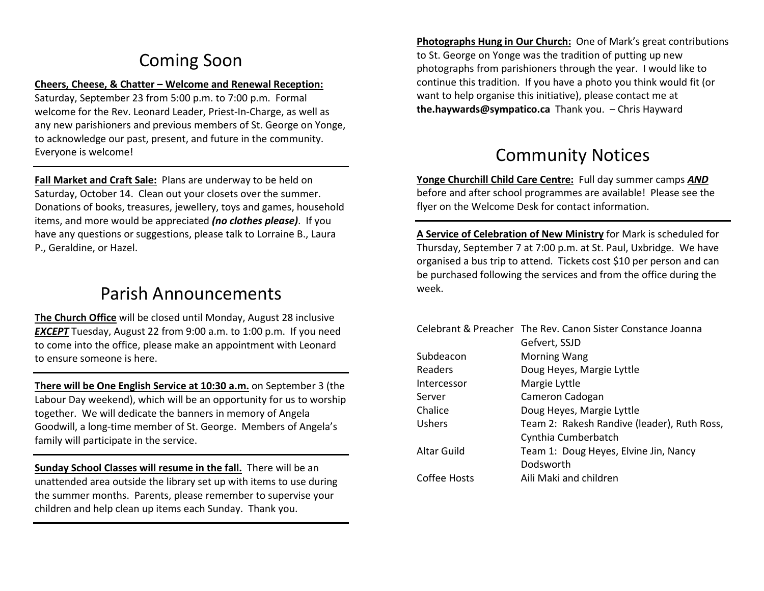# Coming Soon

**Cheers, Cheese, & Chatter – Welcome and Renewal Reception:** Saturday, September 23 from 5:00 p.m. to 7:00 p.m. Formal welcome for the Rev. Leonard Leader, Priest-In-Charge, as well as any new parishioners and previous members of St. George on Yonge, to acknowledge our past, present, and future in the community. Everyone is welcome!

---

**Fall Market and Craft Sale:** Plans are underway to be held on Saturday, October 14. Clean out your closets over the summer. Donations of books, treasures, jewellery, toys and games, household items, and more would be appreciated ***(no clothes please)***. If you have any questions or suggestions, please talk to Lorraine B., Laura P., Geraldine, or Hazel.

# Parish Announcements

**The Church Office** will be closed until Monday, August 28 inclusive ***EXCEPT*** Tuesday, August 22 from 9:00 a.m. to 1:00 p.m. If you need to come into the office, please make an appointment with Leonard to ensure someone is here.

---

**There will be One English Service at 10:30 a.m.** on September 3 (the Labour Day weekend), which will be an opportunity for us to worship together. We will dedicate the banners in memory of Angela Goodwill, a long-time member of St. George. Members of Angela's family will participate in the service.

---

**Sunday School Classes will resume in the fall.** There will be an unattended area outside the library set up with items to use during the summer months. Parents, please remember to supervise your children and help clean up items each Sunday. Thank you.

---

**Photographs Hung in Our Church:** One of Mark's great contributions to St. George on Yonge was the tradition of putting up new photographs from parishioners through the year. I would like to continue this tradition. If you have a photo you think would fit (or want to help organise this initiative), please contact me at **the.haywards@sympatico.ca** Thank you. – Chris Hayward

# Community Notices

**Yonge Churchill Child Care Centre:** Full day summer camps ***AND*** before and after school programmes are available! Please see the flyer on the Welcome Desk for contact information.

---

**A Service of Celebration of New Ministry** for Mark is scheduled for Thursday, September 7 at 7:00 p.m. at St. Paul, Uxbridge. We have organised a bus trip to attend. Tickets cost $10 per person and can be purchased following the services and from the office during the week.

| | |
|---|---|
| Celebrant & Preacher | The Rev. Canon Sister Constance Joanna Gefvert, SSJD |
| Subdeacon | Morning Wang |
| Readers | Doug Heyes, Margie Lyttle |
| Intercessor | Margie Lyttle |
| Server | Cameron Cadogan |
| Chalice | Doug Heyes, Margie Lyttle |
| Ushers | Team 2: Rakesh Randive (leader), Ruth Ross, Cynthia Cumberbatch |
| Altar Guild | Team 1: Doug Heyes, Elvine Jin, Nancy Dodsworth |
| Coffee Hosts | Aili Maki and children |